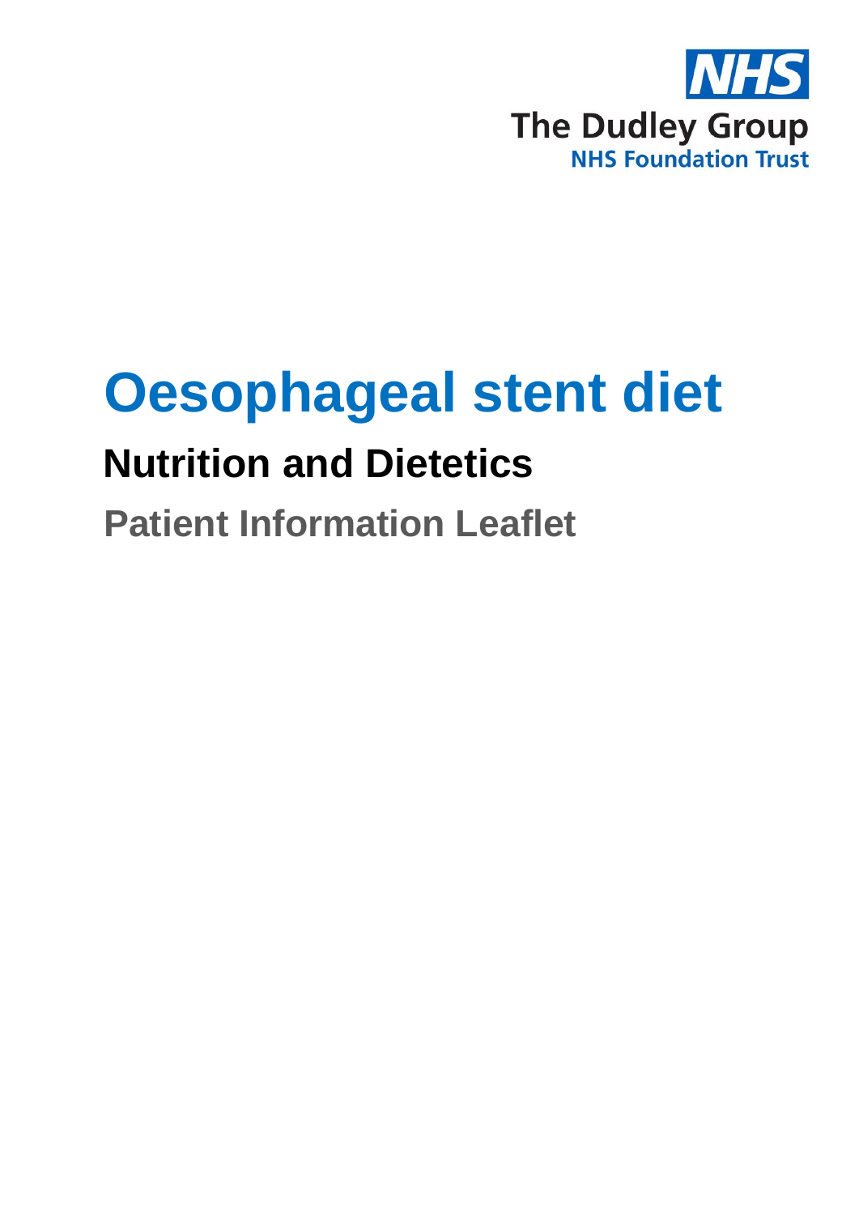NHS

The Dudley Group

NHS Foundation Trust

# Oesophageal stent diet

## Nutrition and Dietetics

## Patient Information Leaflet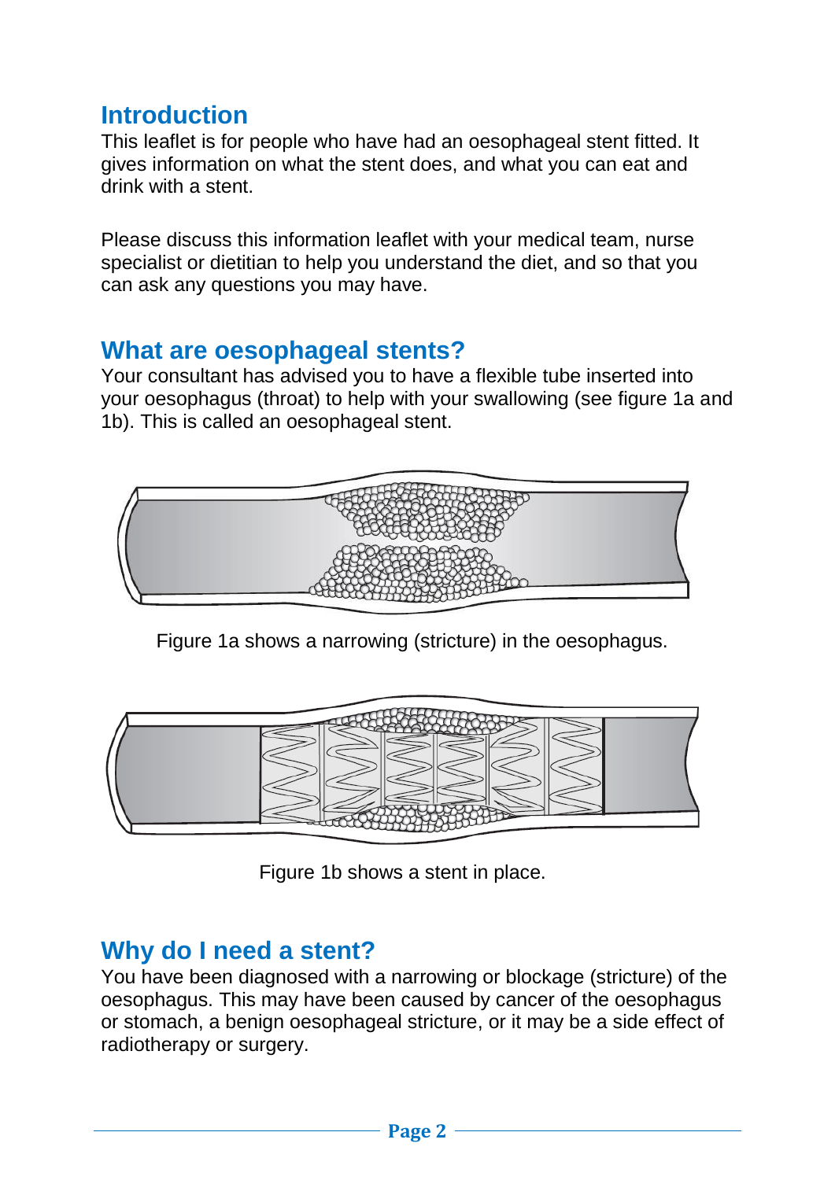## Introduction

This leaflet is for people who have had an oesophageal stent fitted. It gives information on what the stent does, and what you can eat and drink with a stent.

Please discuss this information leaflet with your medical team, nurse specialist or dietitian to help you understand the diet, and so that you can ask any questions you may have.

## What are oesophageal stents?

Your consultant has advised you to have a flexible tube inserted into your oesophagus (throat) to help with your swallowing (see figure 1a and 1b). This is called an oesophageal stent.

Figure 1a shows a narrowing (stricture) in the oesophagus.

Figure 1b shows a stent in place.

## Why do I need a stent?

You have been diagnosed with a narrowing or blockage (stricture) of the oesophagus. This may have been caused by cancer of the oesophagus or stomach, a benign oesophageal stricture, or it may be a side effect of radiotherapy or surgery.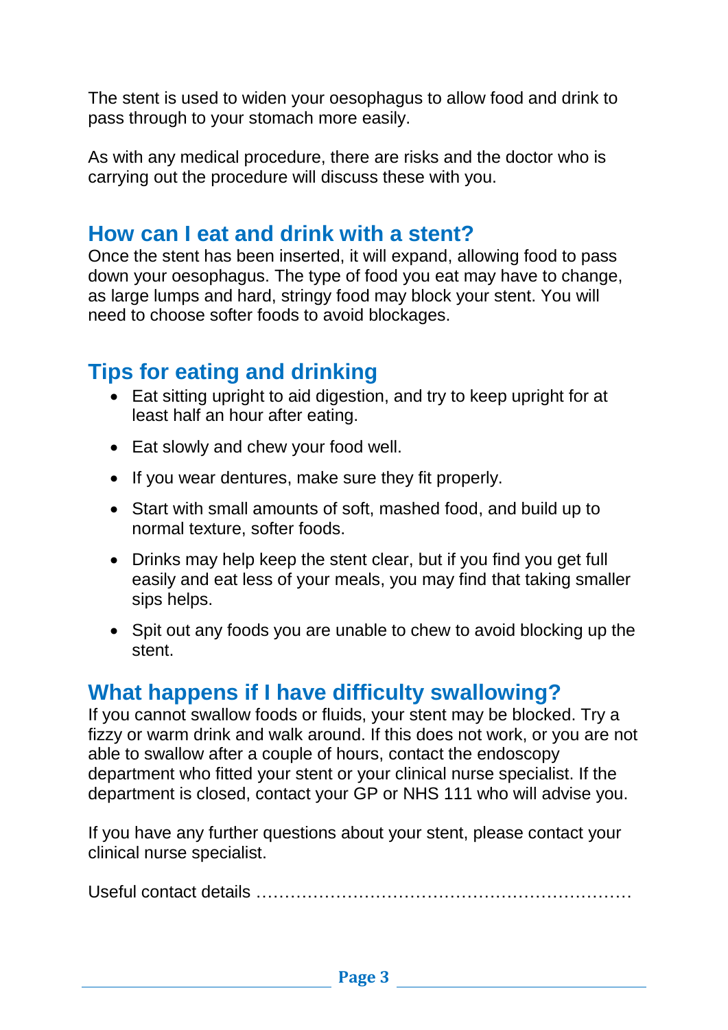The stent is used to widen your oesophagus to allow food and drink to pass through to your stomach more easily.

As with any medical procedure, there are risks and the doctor who is carrying out the procedure will discuss these with you.

## How can I eat and drink with a stent?

Once the stent has been inserted, it will expand, allowing food to pass down your oesophagus. The type of food you eat may have to change, as large lumps and hard, stringy food may block your stent. You will need to choose softer foods to avoid blockages.

## Tips for eating and drinking

- Eat sitting upright to aid digestion, and try to keep upright for at least half an hour after eating.
- Eat slowly and chew your food well.
- If you wear dentures, make sure they fit properly.
- Start with small amounts of soft, mashed food, and build up to normal texture, softer foods.
- Drinks may help keep the stent clear, but if you find you get full easily and eat less of your meals, you may find that taking smaller sips helps.
- Spit out any foods you are unable to chew to avoid blocking up the stent.

## What happens if I have difficulty swallowing?

If you cannot swallow foods or fluids, your stent may be blocked. Try a fizzy or warm drink and walk around. If this does not work, or you are not able to swallow after a couple of hours, contact the endoscopy department who fitted your stent or your clinical nurse specialist. If the department is closed, contact your GP or NHS 111 who will advise you.

If you have any further questions about your stent, please contact your clinical nurse specialist.

Useful contact details …………………………………………………………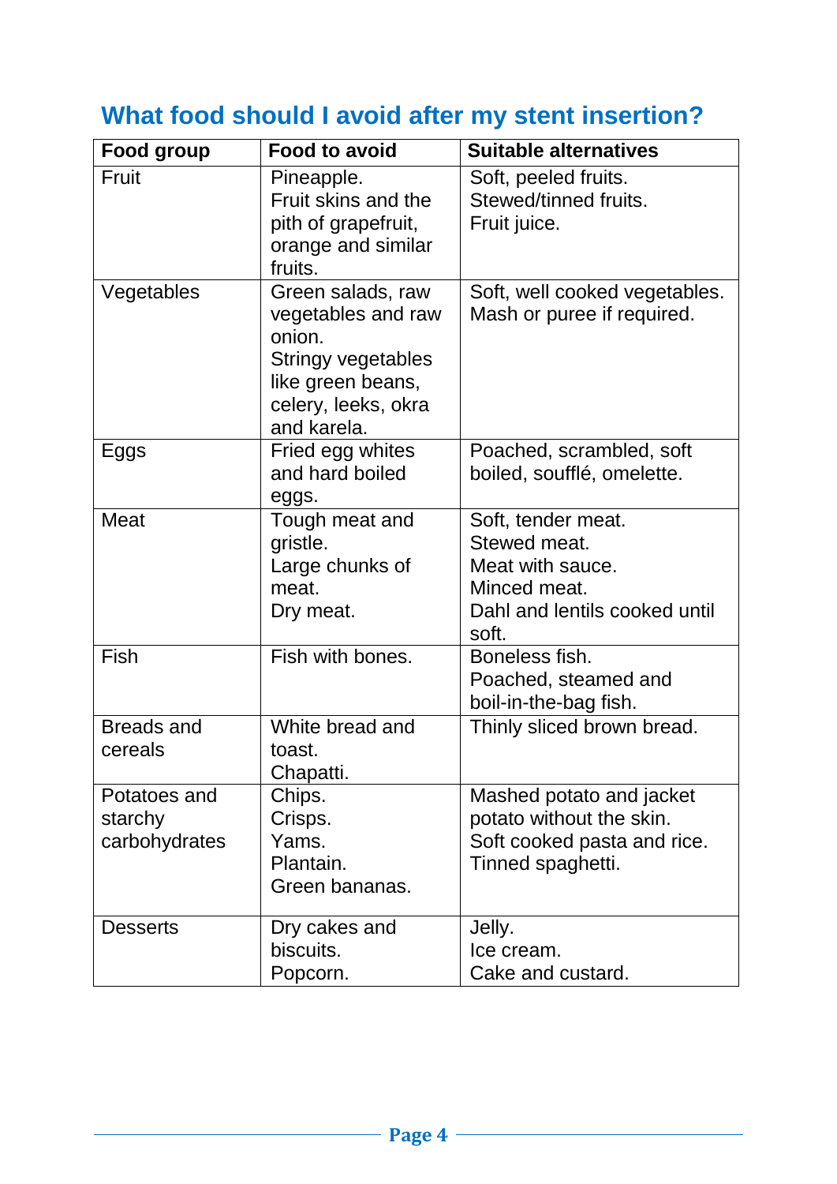## What food should I avoid after my stent insertion?

| Food group | Food to avoid | Suitable alternatives |
|---|---|---|
| Fruit | Pineapple.<br>Fruit skins and the pith of grapefruit, orange and similar fruits. | Soft, peeled fruits.<br>Stewed/tinned fruits.<br>Fruit juice. |
| Vegetables | Green salads, raw vegetables and raw onion.<br>Stringy vegetables like green beans, celery, leeks, okra and karela. | Soft, well cooked vegetables.<br>Mash or puree if required. |
| Eggs | Fried egg whites and hard boiled eggs. | Poached, scrambled, soft boiled, soufflé, omelette. |
| Meat | Tough meat and gristle.<br>Large chunks of meat.<br>Dry meat. | Soft, tender meat.<br>Stewed meat.<br>Meat with sauce.<br>Minced meat.<br>Dahl and lentils cooked until soft. |
| Fish | Fish with bones. | Boneless fish.<br>Poached, steamed and boil-in-the-bag fish. |
| Breads and cereals | White bread and toast.<br>Chapatti. | Thinly sliced brown bread. |
| Potatoes and starchy carbohydrates | Chips.<br>Crisps.<br>Yams.<br>Plantain.<br>Green bananas. | Mashed potato and jacket potato without the skin.<br>Soft cooked pasta and rice.<br>Tinned spaghetti. |
| Desserts | Dry cakes and biscuits.<br>Popcorn. | Jelly.<br>Ice cream.<br>Cake and custard. |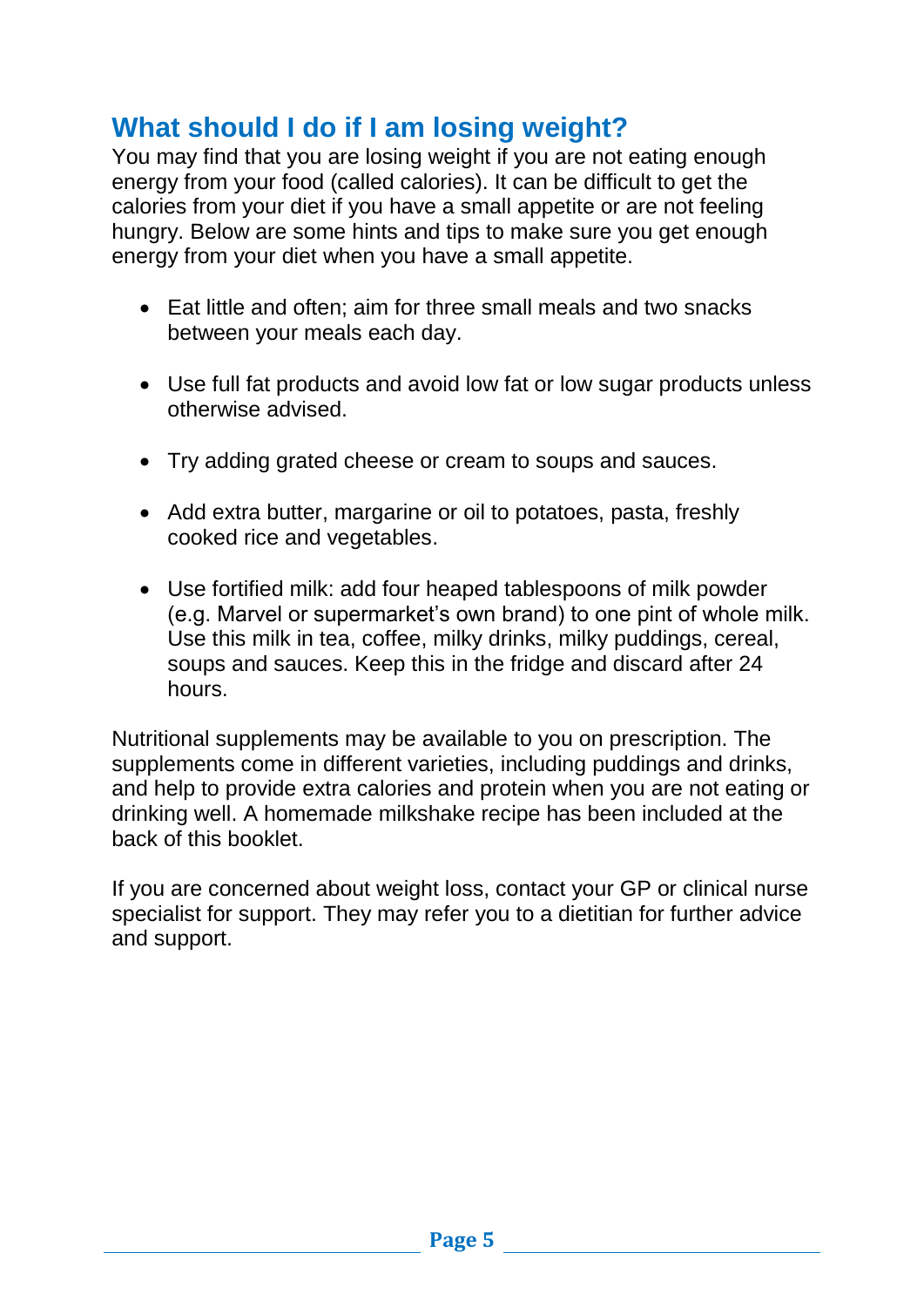## What should I do if I am losing weight?

You may find that you are losing weight if you are not eating enough energy from your food (called calories). It can be difficult to get the calories from your diet if you have a small appetite or are not feeling hungry. Below are some hints and tips to make sure you get enough energy from your diet when you have a small appetite.

- Eat little and often; aim for three small meals and two snacks between your meals each day.
- Use full fat products and avoid low fat or low sugar products unless otherwise advised.
- Try adding grated cheese or cream to soups and sauces.
- Add extra butter, margarine or oil to potatoes, pasta, freshly cooked rice and vegetables.
- Use fortified milk: add four heaped tablespoons of milk powder (e.g. Marvel or supermarket's own brand) to one pint of whole milk. Use this milk in tea, coffee, milky drinks, milky puddings, cereal, soups and sauces. Keep this in the fridge and discard after 24 hours.

Nutritional supplements may be available to you on prescription. The supplements come in different varieties, including puddings and drinks, and help to provide extra calories and protein when you are not eating or drinking well. A homemade milkshake recipe has been included at the back of this booklet.

If you are concerned about weight loss, contact your GP or clinical nurse specialist for support. They may refer you to a dietitian for further advice and support.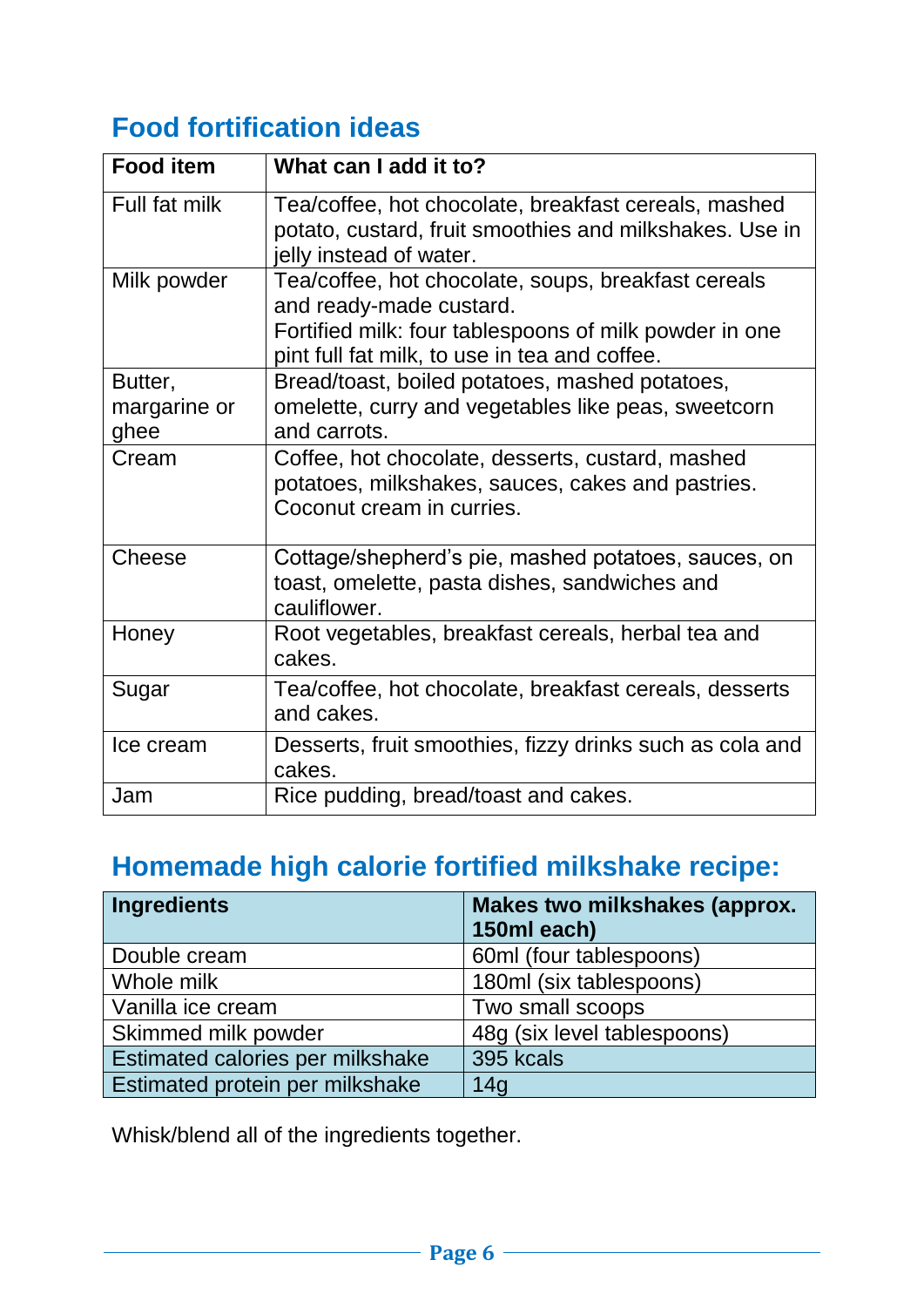## Food fortification ideas

| Food item | What can I add it to? |
|---|---|
| Full fat milk | Tea/coffee, hot chocolate, breakfast cereals, mashed potato, custard, fruit smoothies and milkshakes. Use in jelly instead of water. |
| Milk powder | Tea/coffee, hot chocolate, soups, breakfast cereals and ready-made custard.<br>Fortified milk: four tablespoons of milk powder in one pint full fat milk, to use in tea and coffee. |
| Butter, margarine or ghee | Bread/toast, boiled potatoes, mashed potatoes, omelette, curry and vegetables like peas, sweetcorn and carrots. |
| Cream | Coffee, hot chocolate, desserts, custard, mashed potatoes, milkshakes, sauces, cakes and pastries. Coconut cream in curries. |
| Cheese | Cottage/shepherd's pie, mashed potatoes, sauces, on toast, omelette, pasta dishes, sandwiches and cauliflower. |
| Honey | Root vegetables, breakfast cereals, herbal tea and cakes. |
| Sugar | Tea/coffee, hot chocolate, breakfast cereals, desserts and cakes. |
| Ice cream | Desserts, fruit smoothies, fizzy drinks such as cola and cakes. |
| Jam | Rice pudding, bread/toast and cakes. |

## Homemade high calorie fortified milkshake recipe:

| Ingredients | Makes two milkshakes (approx. 150ml each) |
|---|---|
| Double cream | 60ml (four tablespoons) |
| Whole milk | 180ml (six tablespoons) |
| Vanilla ice cream | Two small scoops |
| Skimmed milk powder | 48g (six level tablespoons) |
| Estimated calories per milkshake | 395 kcals |
| Estimated protein per milkshake | 14g |

Whisk/blend all of the ingredients together.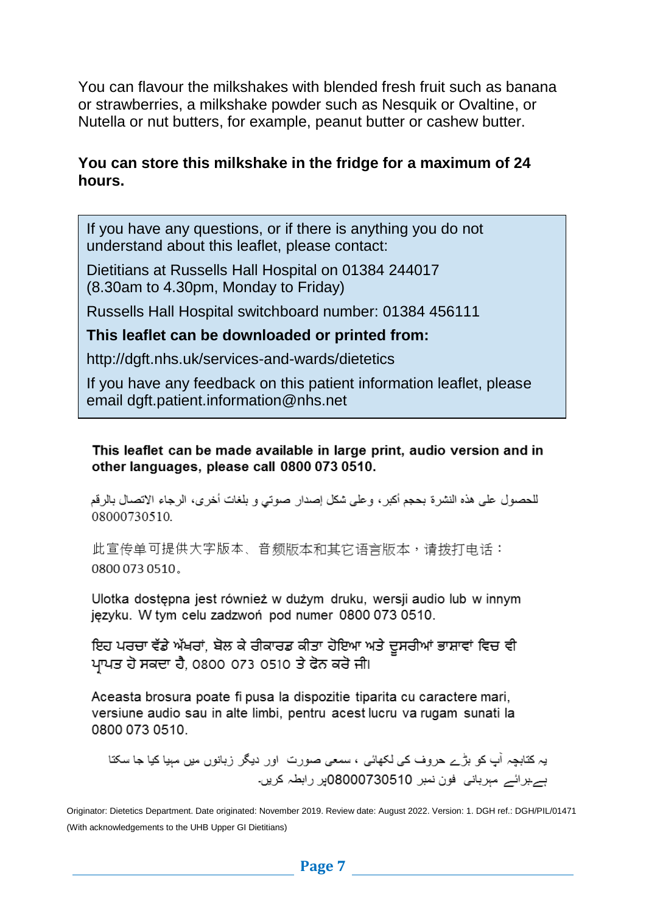You can flavour the milkshakes with blended fresh fruit such as banana or strawberries, a milkshake powder such as Nesquik or Ovaltine, or Nutella or nut butters, for example, peanut butter or cashew butter.

**You can store this milkshake in the fridge for a maximum of 24 hours.**

If you have any questions, or if there is anything you do not understand about this leaflet, please contact:

Dietitians at Russells Hall Hospital on 01384 244017 (8.30am to 4.30pm, Monday to Friday)

Russells Hall Hospital switchboard number: 01384 456111

**This leaflet can be downloaded or printed from:**

http://dgft.nhs.uk/services-and-wards/dietetics

If you have any feedback on this patient information leaflet, please email dgft.patient.information@nhs.net

**This leaflet can be made available in large print, audio version and in other languages, please call 0800 073 0510.**

للحصول على هذه النشرة بحجم أكبر، وعلى شكل إصدار صوتي و بلغات أخرى، الرجاء الاتصال بالرقم 08000730510.

此宣传单可提供大字版本、音频版本和其它语言版本，请拨打电话：0800 073 0510。

Ulotka dostępna jest również w dużym druku, wersji audio lub w innym języku. W tym celu zadzwoń pod numer 0800 073 0510.

ਇਹ ਪਰਚਾ ਵੱਡੇ ਅੱਖਰਾਂ, ਬੋਲ ਕੇ ਰੀਕਾਰਡ ਕੀਤਾ ਹੋਇਆ ਅਤੇ ਦੂਸਰੀਆਂ ਭਾਸ਼ਾਵਾਂ ਵਿਚ ਵੀ ਪ੍ਰਾਪਤ ਹੋ ਸਕਦਾ ਹੈ, 0800 073 0510 ਤੇ ਫੋਨ ਕਰੋ ਜੀ।

Aceasta brosura poate fi pusa la dispozitie tiparita cu caractere mari, versiune audio sau in alte limbi, pentru acest lucru va rugam sunati la 0800 073 0510.

یہ کتابچہ آپ کو بڑے حروف کی لکھائی ، سمعی صورت اور دیگر زبانوں میں مہیا کیا جا سکتا ہے۔برائے مہربانی فون نمبر 08000730510پر رابطہ کریں۔

Originator: Dietetics Department. Date originated: November 2019. Review date: August 2022. Version: 1. DGH ref.: DGH/PIL/01471 (With acknowledgements to the UHB Upper GI Dietitians)